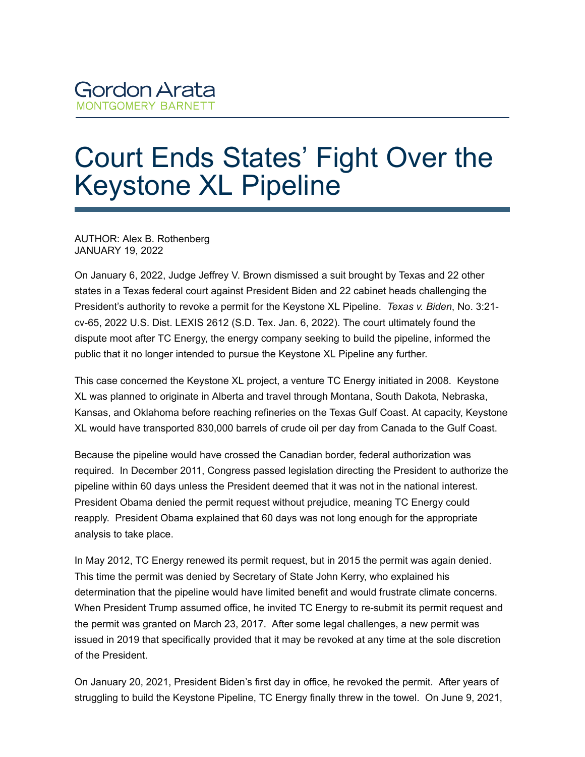Gordon Arata
MONTGOMERY BARNETT

# Court Ends States' Fight Over the Keystone XL Pipeline

AUTHOR: Alex B. Rothenberg
JANUARY 19, 2022

On January 6, 2022, Judge Jeffrey V. Brown dismissed a suit brought by Texas and 22 other states in a Texas federal court against President Biden and 22 cabinet heads challenging the President's authority to revoke a permit for the Keystone XL Pipeline. *Texas v. Biden*, No. 3:21-cv-65, 2022 U.S. Dist. LEXIS 2612 (S.D. Tex. Jan. 6, 2022). The court ultimately found the dispute moot after TC Energy, the energy company seeking to build the pipeline, informed the public that it no longer intended to pursue the Keystone XL Pipeline any further.

This case concerned the Keystone XL project, a venture TC Energy initiated in 2008. Keystone XL was planned to originate in Alberta and travel through Montana, South Dakota, Nebraska, Kansas, and Oklahoma before reaching refineries on the Texas Gulf Coast. At capacity, Keystone XL would have transported 830,000 barrels of crude oil per day from Canada to the Gulf Coast.

Because the pipeline would have crossed the Canadian border, federal authorization was required. In December 2011, Congress passed legislation directing the President to authorize the pipeline within 60 days unless the President deemed that it was not in the national interest. President Obama denied the permit request without prejudice, meaning TC Energy could reapply. President Obama explained that 60 days was not long enough for the appropriate analysis to take place.

In May 2012, TC Energy renewed its permit request, but in 2015 the permit was again denied. This time the permit was denied by Secretary of State John Kerry, who explained his determination that the pipeline would have limited benefit and would frustrate climate concerns. When President Trump assumed office, he invited TC Energy to re-submit its permit request and the permit was granted on March 23, 2017. After some legal challenges, a new permit was issued in 2019 that specifically provided that it may be revoked at any time at the sole discretion of the President.

On January 20, 2021, President Biden's first day in office, he revoked the permit. After years of struggling to build the Keystone Pipeline, TC Energy finally threw in the towel. On June 9, 2021,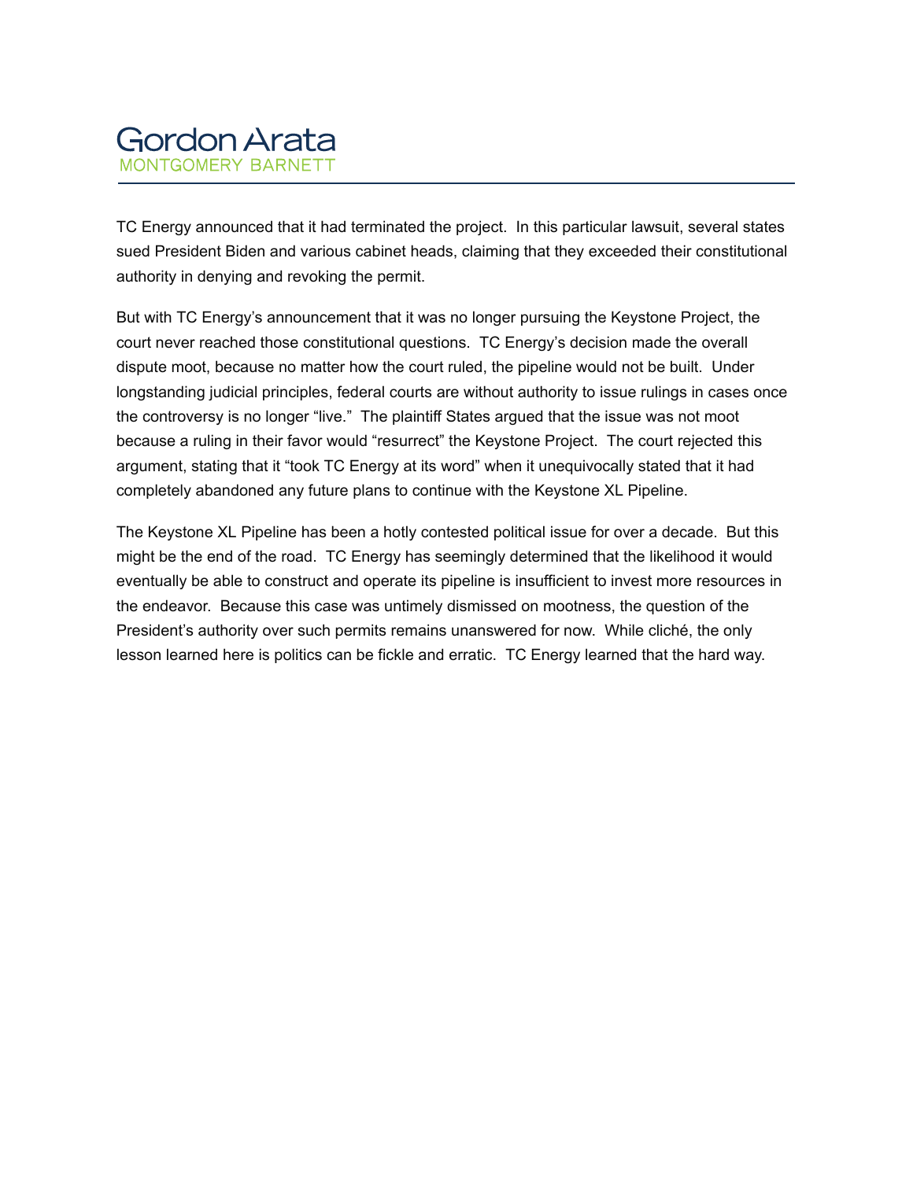TC Energy announced that it had terminated the project. In this particular lawsuit, several states sued President Biden and various cabinet heads, claiming that they exceeded their constitutional authority in denying and revoking the permit.

But with TC Energy's announcement that it was no longer pursuing the Keystone Project, the court never reached those constitutional questions. TC Energy's decision made the overall dispute moot, because no matter how the court ruled, the pipeline would not be built. Under longstanding judicial principles, federal courts are without authority to issue rulings in cases once the controversy is no longer "live." The plaintiff States argued that the issue was not moot because a ruling in their favor would "resurrect" the Keystone Project. The court rejected this argument, stating that it "took TC Energy at its word" when it unequivocally stated that it had completely abandoned any future plans to continue with the Keystone XL Pipeline.

The Keystone XL Pipeline has been a hotly contested political issue for over a decade. But this might be the end of the road. TC Energy has seemingly determined that the likelihood it would eventually be able to construct and operate its pipeline is insufficient to invest more resources in the endeavor. Because this case was untimely dismissed on mootness, the question of the President's authority over such permits remains unanswered for now. While cliché, the only lesson learned here is politics can be fickle and erratic. TC Energy learned that the hard way.